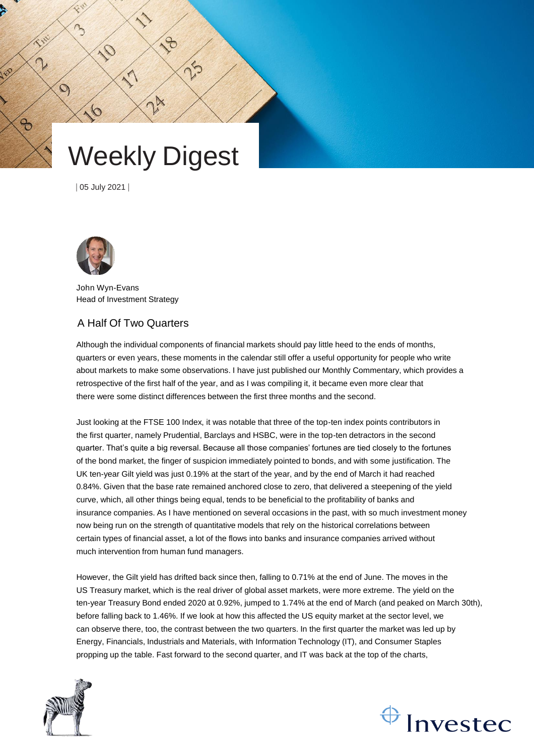# Weekly Digest

| 05 July 2021 |

John Wyn-Evans
Head of Investment Strategy

## A Half Of Two Quarters

Although the individual components of financial markets should pay little heed to the ends of months, quarters or even years, these moments in the calendar still offer a useful opportunity for people who write about markets to make some observations. I have just published our Monthly Commentary, which provides a retrospective of the first half of the year, and as I was compiling it, it became even more clear that there were some distinct differences between the first three months and the second.

Just looking at the FTSE 100 Index, it was notable that three of the top-ten index points contributors in the first quarter, namely Prudential, Barclays and HSBC, were in the top-ten detractors in the second quarter. That's quite a big reversal. Because all those companies' fortunes are tied closely to the fortunes of the bond market, the finger of suspicion immediately pointed to bonds, and with some justification. The UK ten-year Gilt yield was just 0.19% at the start of the year, and by the end of March it had reached 0.84%. Given that the base rate remained anchored close to zero, that delivered a steepening of the yield curve, which, all other things being equal, tends to be beneficial to the profitability of banks and insurance companies. As I have mentioned on several occasions in the past, with so much investment money now being run on the strength of quantitative models that rely on the historical correlations between certain types of financial asset, a lot of the flows into banks and insurance companies arrived without much intervention from human fund managers.

However, the Gilt yield has drifted back since then, falling to 0.71% at the end of June. The moves in the US Treasury market, which is the real driver of global asset markets, were more extreme. The yield on the ten-year Treasury Bond ended 2020 at 0.92%, jumped to 1.74% at the end of March (and peaked on March 30th), before falling back to 1.46%. If we look at how this affected the US equity market at the sector level, we can observe there, too, the contrast between the two quarters. In the first quarter the market was led up by Energy, Financials, Industrials and Materials, with Information Technology (IT), and Consumer Staples propping up the table. Fast forward to the second quarter, and IT was back at the top of the charts,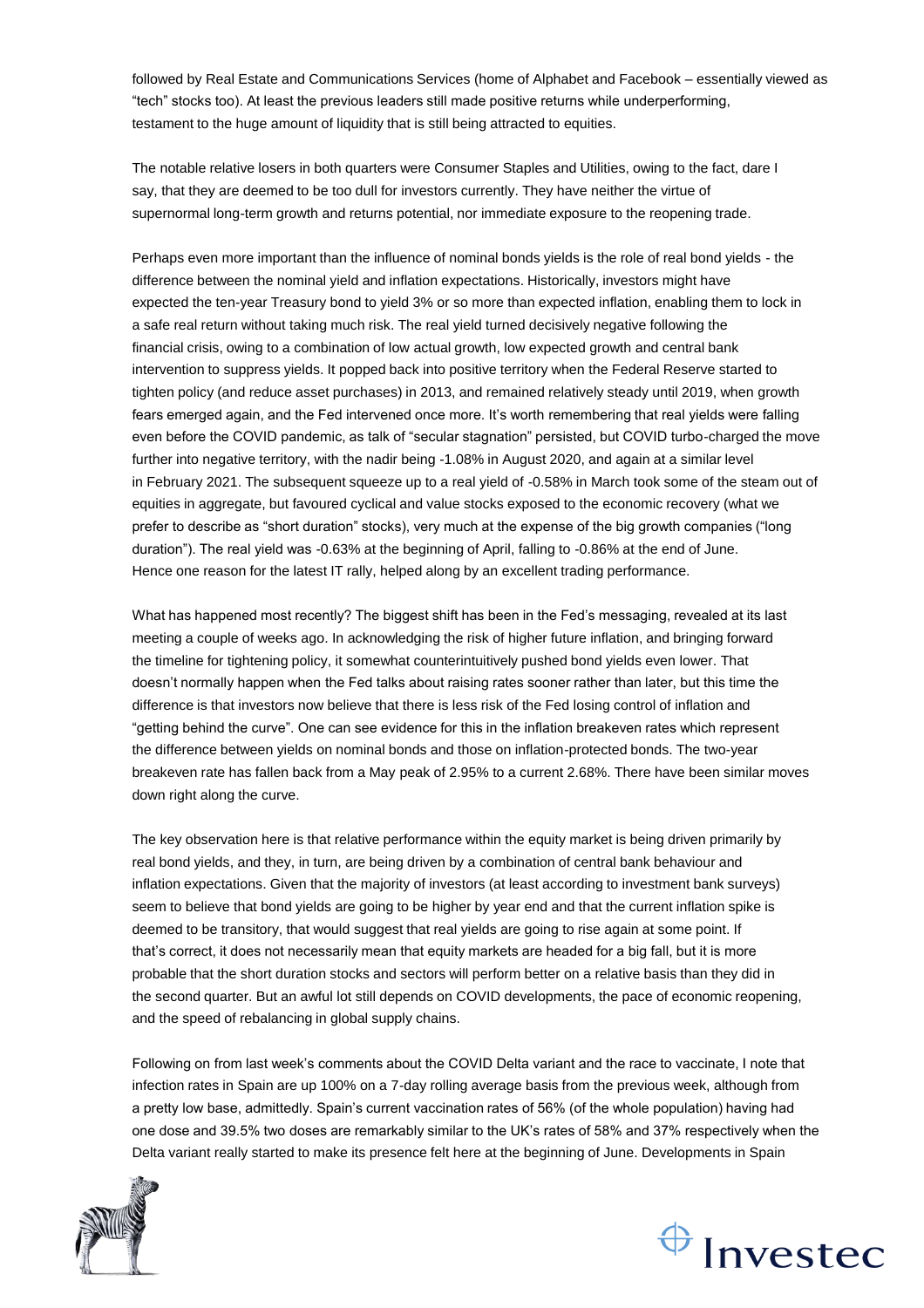followed by Real Estate and Communications Services (home of Alphabet and Facebook – essentially viewed as "tech" stocks too). At least the previous leaders still made positive returns while underperforming, testament to the huge amount of liquidity that is still being attracted to equities.

The notable relative losers in both quarters were Consumer Staples and Utilities, owing to the fact, dare I say, that they are deemed to be too dull for investors currently. They have neither the virtue of supernormal long-term growth and returns potential, nor immediate exposure to the reopening trade.

Perhaps even more important than the influence of nominal bonds yields is the role of real bond yields - the difference between the nominal yield and inflation expectations. Historically, investors might have expected the ten-year Treasury bond to yield 3% or so more than expected inflation, enabling them to lock in a safe real return without taking much risk. The real yield turned decisively negative following the financial crisis, owing to a combination of low actual growth, low expected growth and central bank intervention to suppress yields. It popped back into positive territory when the Federal Reserve started to tighten policy (and reduce asset purchases) in 2013, and remained relatively steady until 2019, when growth fears emerged again, and the Fed intervened once more. It's worth remembering that real yields were falling even before the COVID pandemic, as talk of "secular stagnation" persisted, but COVID turbo-charged the move further into negative territory, with the nadir being -1.08% in August 2020, and again at a similar level in February 2021. The subsequent squeeze up to a real yield of -0.58% in March took some of the steam out of equities in aggregate, but favoured cyclical and value stocks exposed to the economic recovery (what we prefer to describe as "short duration" stocks), very much at the expense of the big growth companies ("long duration"). The real yield was -0.63% at the beginning of April, falling to -0.86% at the end of June. Hence one reason for the latest IT rally, helped along by an excellent trading performance.

What has happened most recently? The biggest shift has been in the Fed's messaging, revealed at its last meeting a couple of weeks ago. In acknowledging the risk of higher future inflation, and bringing forward the timeline for tightening policy, it somewhat counterintuitively pushed bond yields even lower. That doesn't normally happen when the Fed talks about raising rates sooner rather than later, but this time the difference is that investors now believe that there is less risk of the Fed losing control of inflation and "getting behind the curve". One can see evidence for this in the inflation breakeven rates which represent the difference between yields on nominal bonds and those on inflation-protected bonds. The two-year breakeven rate has fallen back from a May peak of 2.95% to a current 2.68%. There have been similar moves down right along the curve.

The key observation here is that relative performance within the equity market is being driven primarily by real bond yields, and they, in turn, are being driven by a combination of central bank behaviour and inflation expectations. Given that the majority of investors (at least according to investment bank surveys) seem to believe that bond yields are going to be higher by year end and that the current inflation spike is deemed to be transitory, that would suggest that real yields are going to rise again at some point. If that's correct, it does not necessarily mean that equity markets are headed for a big fall, but it is more probable that the short duration stocks and sectors will perform better on a relative basis than they did in the second quarter. But an awful lot still depends on COVID developments, the pace of economic reopening, and the speed of rebalancing in global supply chains.

Following on from last week's comments about the COVID Delta variant and the race to vaccinate, I note that infection rates in Spain are up 100% on a 7-day rolling average basis from the previous week, although from a pretty low base, admittedly. Spain's current vaccination rates of 56% (of the whole population) having had one dose and 39.5% two doses are remarkably similar to the UK's rates of 58% and 37% respectively when the Delta variant really started to make its presence felt here at the beginning of June. Developments in Spain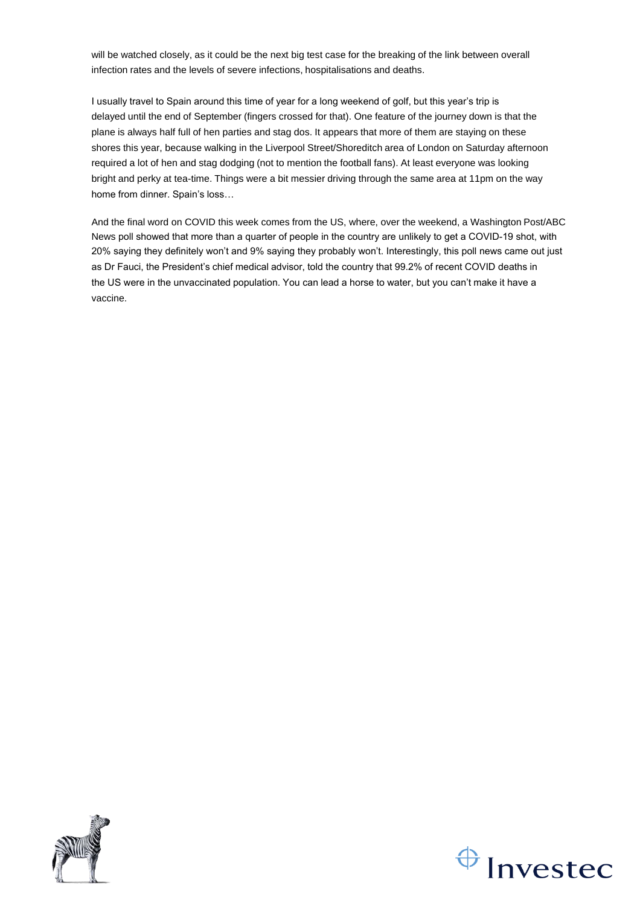will be watched closely, as it could be the next big test case for the breaking of the link between overall infection rates and the levels of severe infections, hospitalisations and deaths.

I usually travel to Spain around this time of year for a long weekend of golf, but this year's trip is delayed until the end of September (fingers crossed for that). One feature of the journey down is that the plane is always half full of hen parties and stag dos. It appears that more of them are staying on these shores this year, because walking in the Liverpool Street/Shoreditch area of London on Saturday afternoon required a lot of hen and stag dodging (not to mention the football fans). At least everyone was looking bright and perky at tea-time. Things were a bit messier driving through the same area at 11pm on the way home from dinner. Spain's loss…

And the final word on COVID this week comes from the US, where, over the weekend, a Washington Post/ABC News poll showed that more than a quarter of people in the country are unlikely to get a COVID-19 shot, with 20% saying they definitely won't and 9% saying they probably won't. Interestingly, this poll news came out just as Dr Fauci, the President's chief medical advisor, told the country that 99.2% of recent COVID deaths in the US were in the unvaccinated population. You can lead a horse to water, but you can't make it have a vaccine.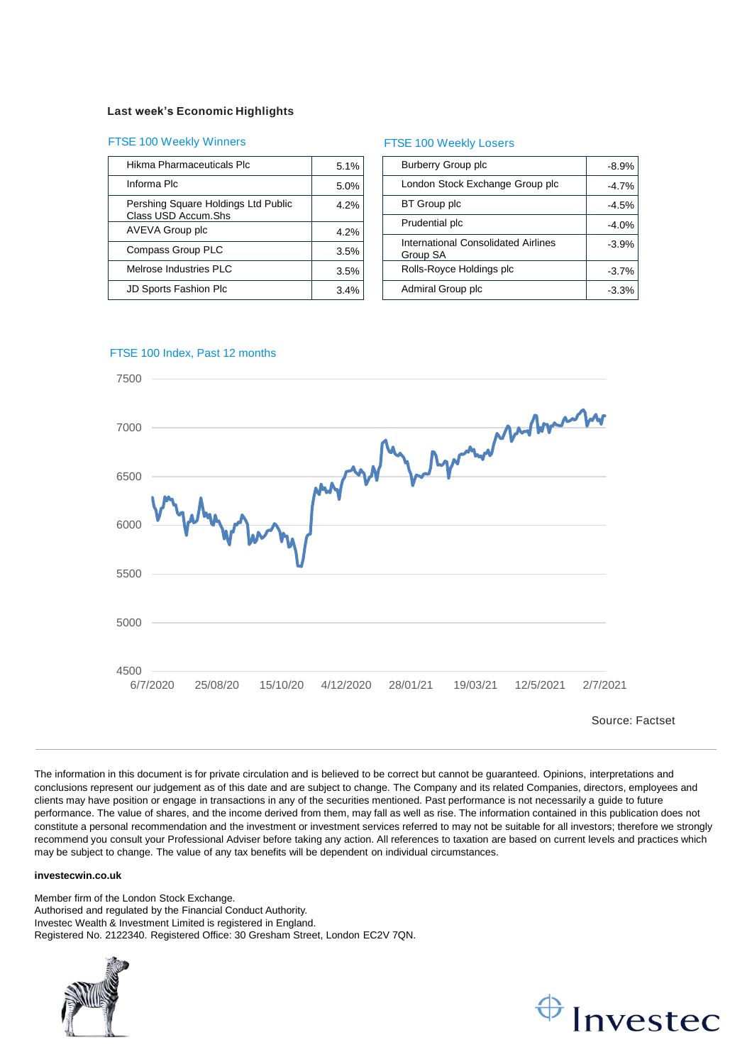**Last week's Economic Highlights**

FTSE 100 Weekly Winners

| | |
|---|---|
| Hikma Pharmaceuticals Plc | 5.1% |
| Informa Plc | 5.0% |
| Pershing Square Holdings Ltd Public Class USD Accum.Shs | 4.2% |
| AVEVA Group plc | 4.2% |
| Compass Group PLC | 3.5% |
| Melrose Industries PLC | 3.5% |
| JD Sports Fashion Plc | 3.4% |

FTSE 100 Weekly Losers

| | |
|---|---|
| Burberry Group plc | -8.9% |
| London Stock Exchange Group plc | -4.7% |
| BT Group plc | -4.5% |
| Prudential plc | -4.0% |
| International Consolidated Airlines Group SA | -3.9% |
| Rolls-Royce Holdings plc | -3.7% |
| Admiral Group plc | -3.3% |

FTSE 100 Index, Past 12 months

7500
7000
6500
6000
5500
5000
4500

6/7/2020 25/08/20 15/10/20 4/12/2020 28/01/21 19/03/21 12/5/2021 2/7/2021

Source: Factset

The information in this document is for private circulation and is believed to be correct but cannot be guaranteed. Opinions, interpretations and conclusions represent our judgement as of this date and are subject to change. The Company and its related Companies, directors, employees and clients may have position or engage in transactions in any of the securities mentioned. Past performance is not necessarily a guide to future performance. The value of shares, and the income derived from them, may fall as well as rise. The information contained in this publication does not constitute a personal recommendation and the investment or investment services referred to may not be suitable for all investors; therefore we strongly recommend you consult your Professional Adviser before taking any action. All references to taxation are based on current levels and practices which may be subject to change. The value of any tax benefits will be dependent on individual circumstances.

**investecwin.co.uk**

Member firm of the London Stock Exchange.
Authorised and regulated by the Financial Conduct Authority.
Investec Wealth & Investment Limited is registered in England.
Registered No. 2122340. Registered Office: 30 Gresham Street, London EC2V 7QN.

Investec